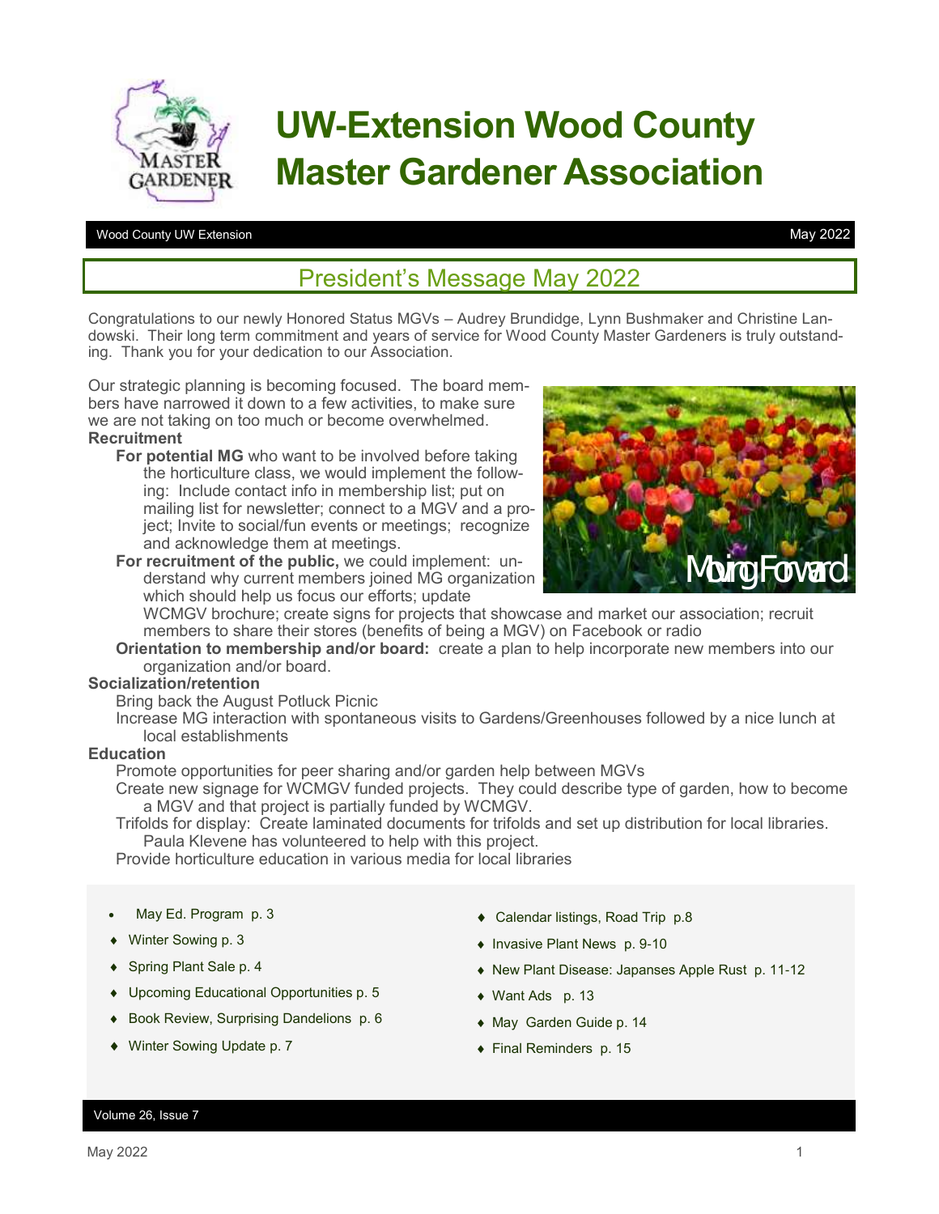# UW-Extension Wood County Master Gardener Association

Wood County UW Extension — May 2022

## President's Message May 2022

Congratulations to our newly Honored Status MGVs – Audrey Brundidge, Lynn Bushmaker and Christine Landowski. Their long term commitment and years of service for Wood County Master Gardeners is truly outstanding. Thank you for your dedication to our Association.

Our strategic planning is becoming focused. The board members have narrowed it down to a few activities, to make sure we are not taking on too much or become overwhelmed.

**Recruitment**

- **For potential MG** who want to be involved before taking the horticulture class, we would implement the following: Include contact info in membership list; put on mailing list for newsletter; connect to a MGV and a project; Invite to social/fun events or meetings; recognize and acknowledge them at meetings.
- **For recruitment of the public,** we could implement: understand why current members joined MG organization which should help us focus our efforts; update WCMGV brochure; create signs for projects that showcase and market our association; recruit members to share their stores (benefits of being a MGV) on Facebook or radio
- **Orientation to membership and/or board:** create a plan to help incorporate new members into our organization and/or board.

**Socialization/retention**

- Bring back the August Potluck Picnic
- Increase MG interaction with spontaneous visits to Gardens/Greenhouses followed by a nice lunch at local establishments

**Education**

- Promote opportunities for peer sharing and/or garden help between MGVs
- Create new signage for WCMGV funded projects. They could describe type of garden, how to become a MGV and that project is partially funded by WCMGV.
- Trifolds for display: Create laminated documents for trifolds and set up distribution for local libraries. Paula Klevene has volunteered to help with this project.
- Provide horticulture education in various media for local libraries

Moving Forward

- May Ed. Program p. 3
- Winter Sowing p. 3
- Spring Plant Sale p. 4
- Upcoming Educational Opportunities p. 5
- Book Review, Surprising Dandelions p. 6
- Winter Sowing Update p. 7
- Calendar listings, Road Trip p.8
- Invasive Plant News p. 9-10
- New Plant Disease: Japanses Apple Rust p. 11-12
- Want Ads p. 13
- May Garden Guide p. 14
- Final Reminders p. 15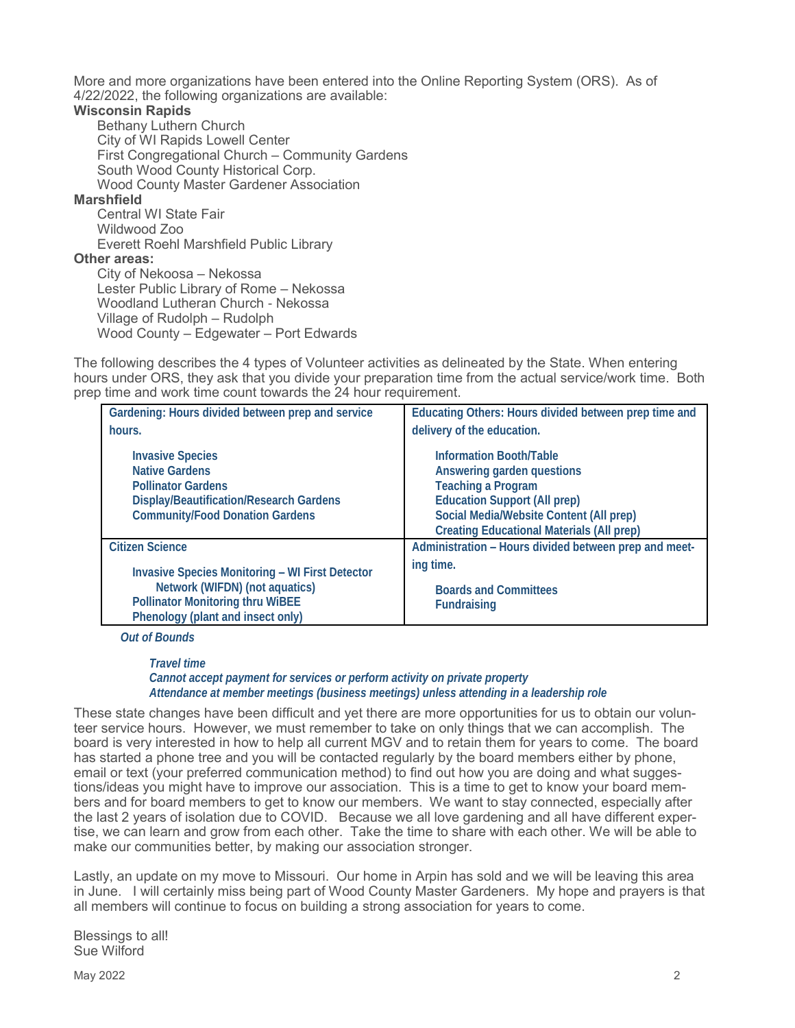More and more organizations have been entered into the Online Reporting System (ORS). As of 4/22/2022, the following organizations are available:

**Wisconsin Rapids**

- Bethany Luthern Church
- City of WI Rapids Lowell Center
- First Congregational Church – Community Gardens
- South Wood County Historical Corp.
- Wood County Master Gardener Association

**Marshfield**

- Central WI State Fair
- Wildwood Zoo
- Everett Roehl Marshfield Public Library

**Other areas:**

- City of Nekoosa – Nekossa
- Lester Public Library of Rome – Nekossa
- Woodland Lutheran Church - Nekossa
- Village of Rudolph – Rudolph
- Wood County – Edgewater – Port Edwards

The following describes the 4 types of Volunteer activities as delineated by the State. When entering hours under ORS, they ask that you divide your preparation time from the actual service/work time. Both prep time and work time count towards the 24 hour requirement.

| Gardening: Hours divided between prep and service hours. | Educating Others: Hours divided between prep time and delivery of the education. |
|---|---|
| Invasive Species<br>Native Gardens<br>Pollinator Gardens<br>Display/Beautification/Research Gardens<br>Community/Food Donation Gardens | Information Booth/Table<br>Answering garden questions<br>Teaching a Program<br>Education Support (All prep)<br>Social Media/Website Content (All prep)<br>Creating Educational Materials (All prep) |
| **Citizen Science** | **Administration – Hours divided between prep and meeting time.** |
| Invasive Species Monitoring – WI First Detector Network (WIFDN) (not aquatics)<br>Pollinator Monitoring thru WiBEE<br>Phenology (plant and insect only) | Boards and Committees<br>Fundraising |

*Out of Bounds*

- *Travel time*
- *Cannot accept payment for services or perform activity on private property*
- *Attendance at member meetings (business meetings) unless attending in a leadership role*

These state changes have been difficult and yet there are more opportunities for us to obtain our volunteer service hours. However, we must remember to take on only things that we can accomplish. The board is very interested in how to help all current MGV and to retain them for years to come. The board has started a phone tree and you will be contacted regularly by the board members either by phone, email or text (your preferred communication method) to find out how you are doing and what suggestions/ideas you might have to improve our association. This is a time to get to know your board members and for board members to get to know our members. We want to stay connected, especially after the last 2 years of isolation due to COVID. Because we all love gardening and all have different expertise, we can learn and grow from each other. Take the time to share with each other. We will be able to make our communities better, by making our association stronger.

Lastly, an update on my move to Missouri. Our home in Arpin has sold and we will be leaving this area in June. I will certainly miss being part of Wood County Master Gardeners. My hope and prayers is that all members will continue to focus on building a strong association for years to come.

Blessings to all!
Sue Wilford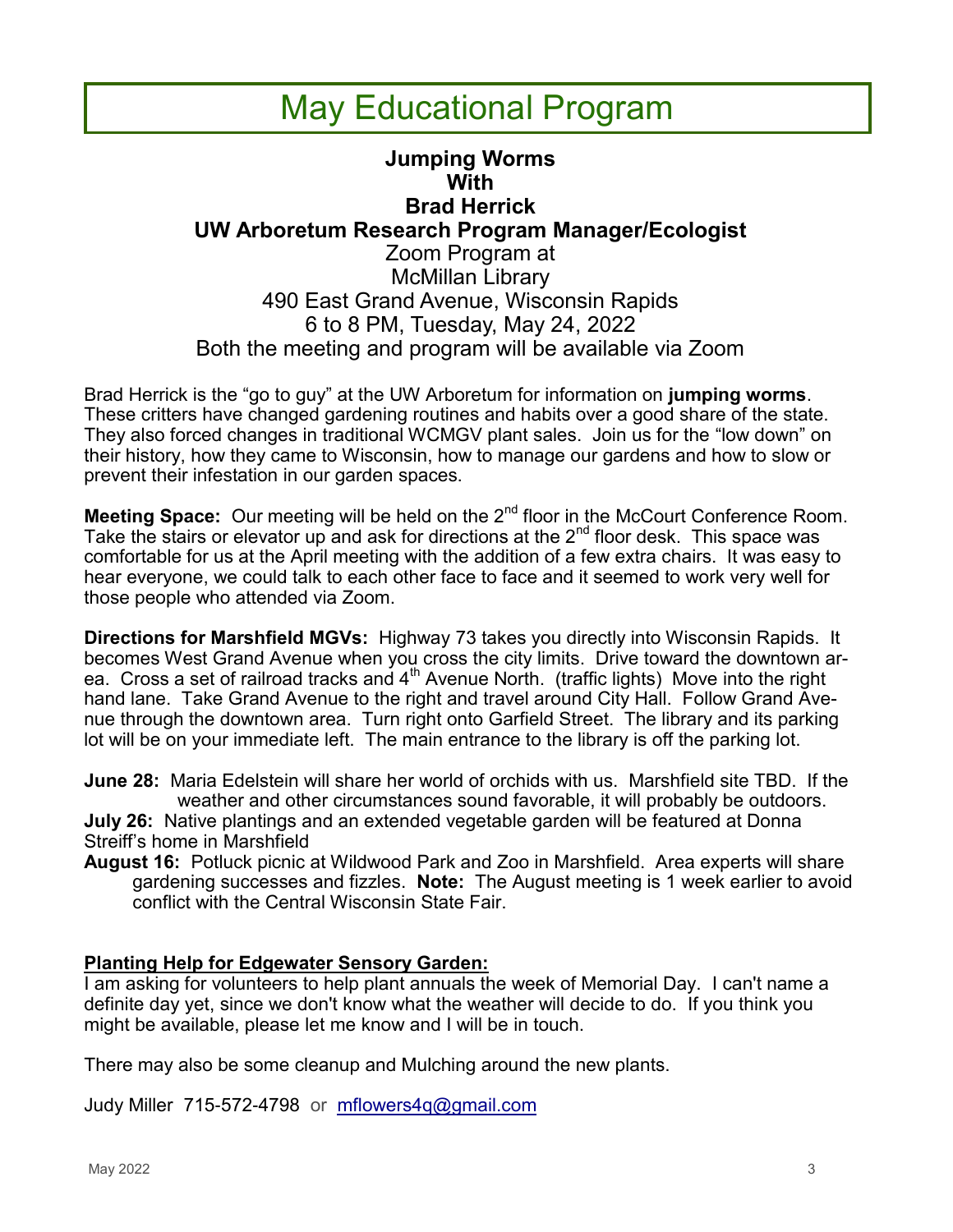# May Educational Program

**Jumping Worms**
**With**
**Brad Herrick**
**UW Arboretum Research Program Manager/Ecologist**

Zoom Program at
McMillan Library
490 East Grand Avenue, Wisconsin Rapids
6 to 8 PM, Tuesday, May 24, 2022
Both the meeting and program will be available via Zoom

Brad Herrick is the "go to guy" at the UW Arboretum for information on **jumping worms**. These critters have changed gardening routines and habits over a good share of the state. They also forced changes in traditional WCMGV plant sales. Join us for the "low down" on their history, how they came to Wisconsin, how to manage our gardens and how to slow or prevent their infestation in our garden spaces.

**Meeting Space:** Our meeting will be held on the 2nd floor in the McCourt Conference Room. Take the stairs or elevator up and ask for directions at the 2nd floor desk. This space was comfortable for us at the April meeting with the addition of a few extra chairs. It was easy to hear everyone, we could talk to each other face to face and it seemed to work very well for those people who attended via Zoom.

**Directions for Marshfield MGVs:** Highway 73 takes you directly into Wisconsin Rapids. It becomes West Grand Avenue when you cross the city limits. Drive toward the downtown area. Cross a set of railroad tracks and 4th Avenue North. (traffic lights) Move into the right hand lane. Take Grand Avenue to the right and travel around City Hall. Follow Grand Avenue through the downtown area. Turn right onto Garfield Street. The library and its parking lot will be on your immediate left. The main entrance to the library is off the parking lot.

**June 28:** Maria Edelstein will share her world of orchids with us. Marshfield site TBD. If the weather and other circumstances sound favorable, it will probably be outdoors.

**July 26:** Native plantings and an extended vegetable garden will be featured at Donna Streiff's home in Marshfield

**August 16:** Potluck picnic at Wildwood Park and Zoo in Marshfield. Area experts will share gardening successes and fizzles. **Note:** The August meeting is 1 week earlier to avoid conflict with the Central Wisconsin State Fair.

**Planting Help for Edgewater Sensory Garden:**

I am asking for volunteers to help plant annuals the week of Memorial Day. I can't name a definite day yet, since we don't know what the weather will decide to do. If you think you might be available, please let me know and I will be in touch.

There may also be some cleanup and Mulching around the new plants.

Judy Miller 715-572-4798 or mflowers4q@gmail.com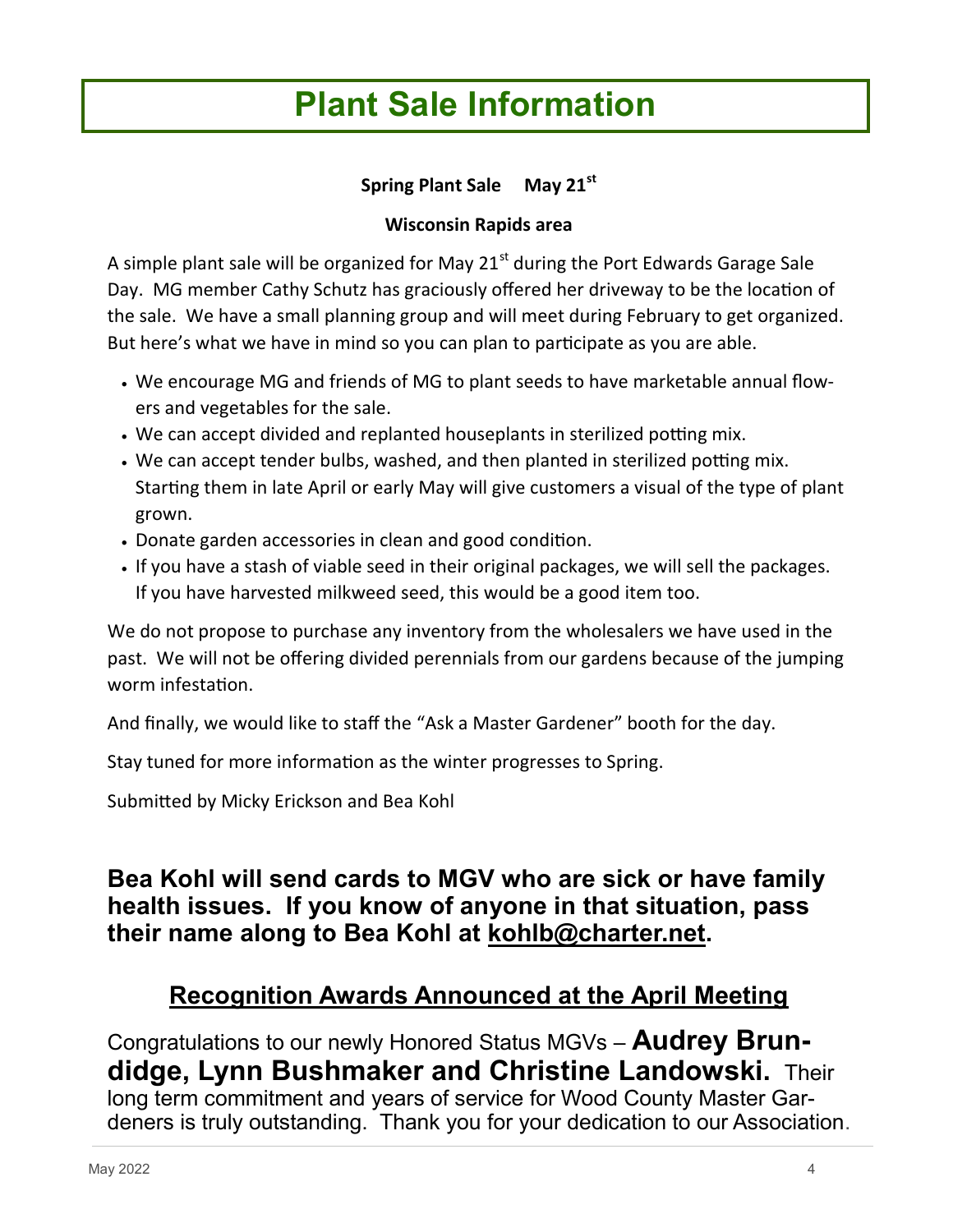# Plant Sale Information

**Spring Plant Sale May 21st**

**Wisconsin Rapids area**

A simple plant sale will be organized for May 21st during the Port Edwards Garage Sale Day. MG member Cathy Schutz has graciously offered her driveway to be the location of the sale. We have a small planning group and will meet during February to get organized. But here's what we have in mind so you can plan to participate as you are able.

- We encourage MG and friends of MG to plant seeds to have marketable annual flowers and vegetables for the sale.
- We can accept divided and replanted houseplants in sterilized potting mix.
- We can accept tender bulbs, washed, and then planted in sterilized potting mix. Starting them in late April or early May will give customers a visual of the type of plant grown.
- Donate garden accessories in clean and good condition.
- If you have a stash of viable seed in their original packages, we will sell the packages. If you have harvested milkweed seed, this would be a good item too.

We do not propose to purchase any inventory from the wholesalers we have used in the past. We will not be offering divided perennials from our gardens because of the jumping worm infestation.

And finally, we would like to staff the "Ask a Master Gardener" booth for the day.

Stay tuned for more information as the winter progresses to Spring.

Submitted by Micky Erickson and Bea Kohl

**Bea Kohl will send cards to MGV who are sick or have family health issues. If you know of anyone in that situation, pass their name along to Bea Kohl at kohlb@charter.net.**

## Recognition Awards Announced at the April Meeting

Congratulations to our newly Honored Status MGVs – **Audrey Brundidge, Lynn Bushmaker and Christine Landowski.** Their long term commitment and years of service for Wood County Master Gardeners is truly outstanding. Thank you for your dedication to our Association.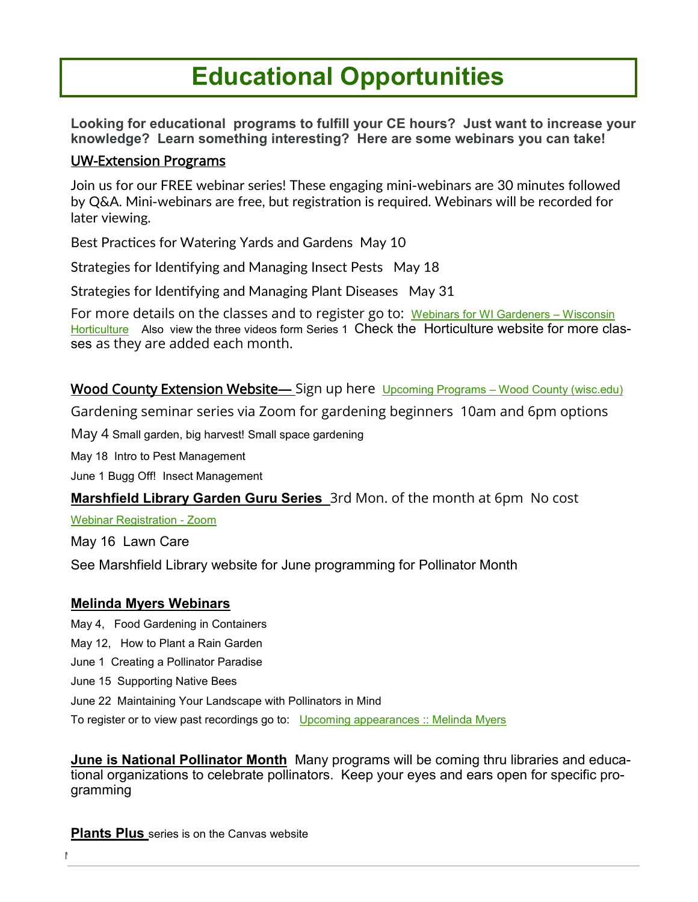# Educational Opportunities

**Looking for educational programs to fulfill your CE hours? Just want to increase your knowledge? Learn something interesting? Here are some webinars you can take!**

## UW-Extension Programs

Join us for our FREE webinar series! These engaging mini-webinars are 30 minutes followed by Q&A. Mini-webinars are free, but registration is required. Webinars will be recorded for later viewing.

Best Practices for Watering Yards and Gardens May 10

Strategies for Identifying and Managing Insect Pests May 18

Strategies for Identifying and Managing Plant Diseases May 31

For more details on the classes and to register go to: Webinars for WI Gardeners – Wisconsin Horticulture Also view the three videos form Series 1 Check the Horticulture website for more classes as they are added each month.

## Wood County Extension Website— Sign up here Upcoming Programs – Wood County (wisc.edu)

Gardening seminar series via Zoom for gardening beginners 10am and 6pm options

May 4 Small garden, big harvest! Small space gardening

May 18 Intro to Pest Management

June 1 Bugg Off! Insect Management

## Marshfield Library Garden Guru Series 3rd Mon. of the month at 6pm No cost

Webinar Registration - Zoom

May 16 Lawn Care

See Marshfield Library website for June programming for Pollinator Month

## Melinda Myers Webinars

May 4, Food Gardening in Containers

May 12, How to Plant a Rain Garden

June 1 Creating a Pollinator Paradise

June 15 Supporting Native Bees

June 22 Maintaining Your Landscape with Pollinators in Mind

To register or to view past recordings go to: Upcoming appearances :: Melinda Myers

**June is National Pollinator Month** Many programs will be coming thru libraries and educational organizations to celebrate pollinators. Keep your eyes and ears open for specific programming

**Plants Plus** series is on the Canvas website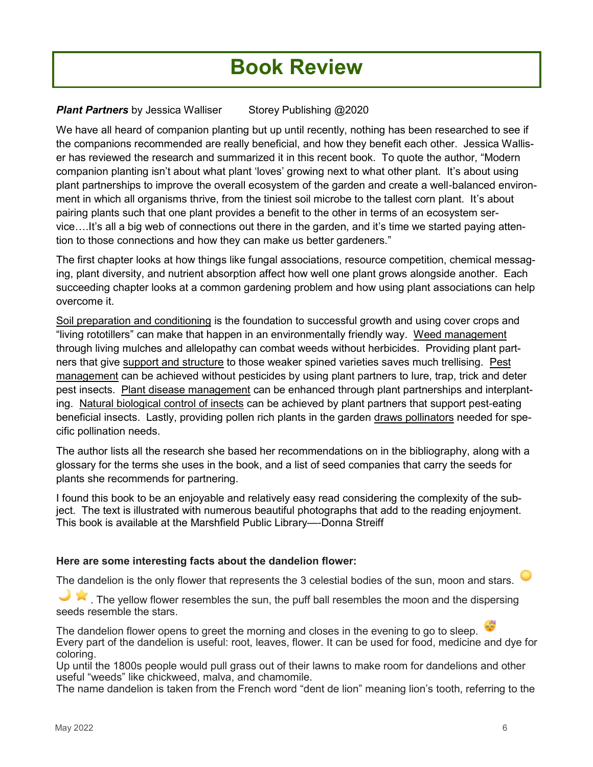# Book Review

***Plant Partners*** by Jessica Walliser Storey Publishing @2020

We have all heard of companion planting but up until recently, nothing has been researched to see if the companions recommended are really beneficial, and how they benefit each other. Jessica Walliser has reviewed the research and summarized it in this recent book. To quote the author, "Modern companion planting isn't about what plant 'loves' growing next to what other plant. It's about using plant partnerships to improve the overall ecosystem of the garden and create a well-balanced environment in which all organisms thrive, from the tiniest soil microbe to the tallest corn plant. It's about pairing plants such that one plant provides a benefit to the other in terms of an ecosystem service….It's all a big web of connections out there in the garden, and it's time we started paying attention to those connections and how they can make us better gardeners."

The first chapter looks at how things like fungal associations, resource competition, chemical messaging, plant diversity, and nutrient absorption affect how well one plant grows alongside another. Each succeeding chapter looks at a common gardening problem and how using plant associations can help overcome it.

<u>Soil preparation and conditioning</u> is the foundation to successful growth and using cover crops and "living rototillers" can make that happen in an environmentally friendly way. <u>Weed management</u> through living mulches and allelopathy can combat weeds without herbicides. Providing plant partners that give <u>support and structure</u> to those weaker spined varieties saves much trellising. <u>Pest management</u> can be achieved without pesticides by using plant partners to lure, trap, trick and deter pest insects. <u>Plant disease management</u> can be enhanced through plant partnerships and interplanting. <u>Natural biological control of insects</u> can be achieved by plant partners that support pest-eating beneficial insects. Lastly, providing pollen rich plants in the garden <u>draws pollinators</u> needed for specific pollination needs.

The author lists all the research she based her recommendations on in the bibliography, along with a glossary for the terms she uses in the book, and a list of seed companies that carry the seeds for plants she recommends for partnering.

I found this book to be an enjoyable and relatively easy read considering the complexity of the subject. The text is illustrated with numerous beautiful photographs that add to the reading enjoyment. This book is available at the Marshfield Public Library—-Donna Streiff

**Here are some interesting facts about the dandelion flower:**

The dandelion is the only flower that represents the 3 celestial bodies of the sun, moon and stars. 🌕🌙⭐. The yellow flower resembles the sun, the puff ball resembles the moon and the dispersing seeds resemble the stars.

The dandelion flower opens to greet the morning and closes in the evening to go to sleep. 😴
Every part of the dandelion is useful: root, leaves, flower. It can be used for food, medicine and dye for coloring.
Up until the 1800s people would pull grass out of their lawns to make room for dandelions and other useful "weeds" like chickweed, malva, and chamomile.
The name dandelion is taken from the French word "dent de lion" meaning lion's tooth, referring to the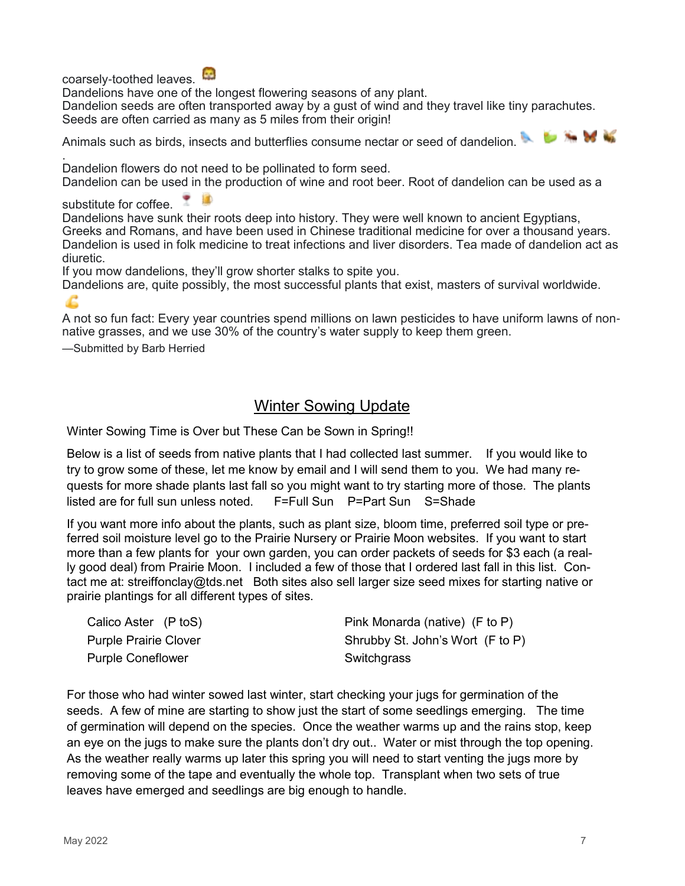coarsely-toothed leaves.

Dandelions have one of the longest flowering seasons of any plant.

Dandelion seeds are often transported away by a gust of wind and they travel like tiny parachutes. Seeds are often carried as many as 5 miles from their origin!

Animals such as birds, insects and butterflies consume nectar or seed of dandelion.

.

Dandelion flowers do not need to be pollinated to form seed.

Dandelion can be used in the production of wine and root beer. Root of dandelion can be used as a substitute for coffee.

Dandelions have sunk their roots deep into history. They were well known to ancient Egyptians, Greeks and Romans, and have been used in Chinese traditional medicine for over a thousand years. Dandelion is used in folk medicine to treat infections and liver disorders. Tea made of dandelion act as diuretic.

If you mow dandelions, they'll grow shorter stalks to spite you.

Dandelions are, quite possibly, the most successful plants that exist, masters of survival worldwide.

A not so fun fact: Every year countries spend millions on lawn pesticides to have uniform lawns of non-native grasses, and we use 30% of the country's water supply to keep them green.

—Submitted by Barb Herried

## Winter Sowing Update

Winter Sowing Time is Over but These Can be Sown in Spring!!

Below is a list of seeds from native plants that I had collected last summer. If you would like to try to grow some of these, let me know by email and I will send them to you. We had many requests for more shade plants last fall so you might want to try starting more of those. The plants listed are for full sun unless noted. F=Full Sun P=Part Sun S=Shade

If you want more info about the plants, such as plant size, bloom time, preferred soil type or preferred soil moisture level go to the Prairie Nursery or Prairie Moon websites. If you want to start more than a few plants for your own garden, you can order packets of seeds for $3 each (a really good deal) from Prairie Moon. I included a few of those that I ordered last fall in this list. Contact me at: streiffonclay@tds.net Both sites also sell larger size seed mixes for starting native or prairie plantings for all different types of sites.

- Calico Aster (P toS)
- Purple Prairie Clover
- Purple Coneflower
- Pink Monarda (native) (F to P)
- Shrubby St. John's Wort (F to P)
- Switchgrass

For those who had winter sowed last winter, start checking your jugs for germination of the seeds. A few of mine are starting to show just the start of some seedlings emerging. The time of germination will depend on the species. Once the weather warms up and the rains stop, keep an eye on the jugs to make sure the plants don't dry out.. Water or mist through the top opening. As the weather really warms up later this spring you will need to start venting the jugs more by removing some of the tape and eventually the whole top. Transplant when two sets of true leaves have emerged and seedlings are big enough to handle.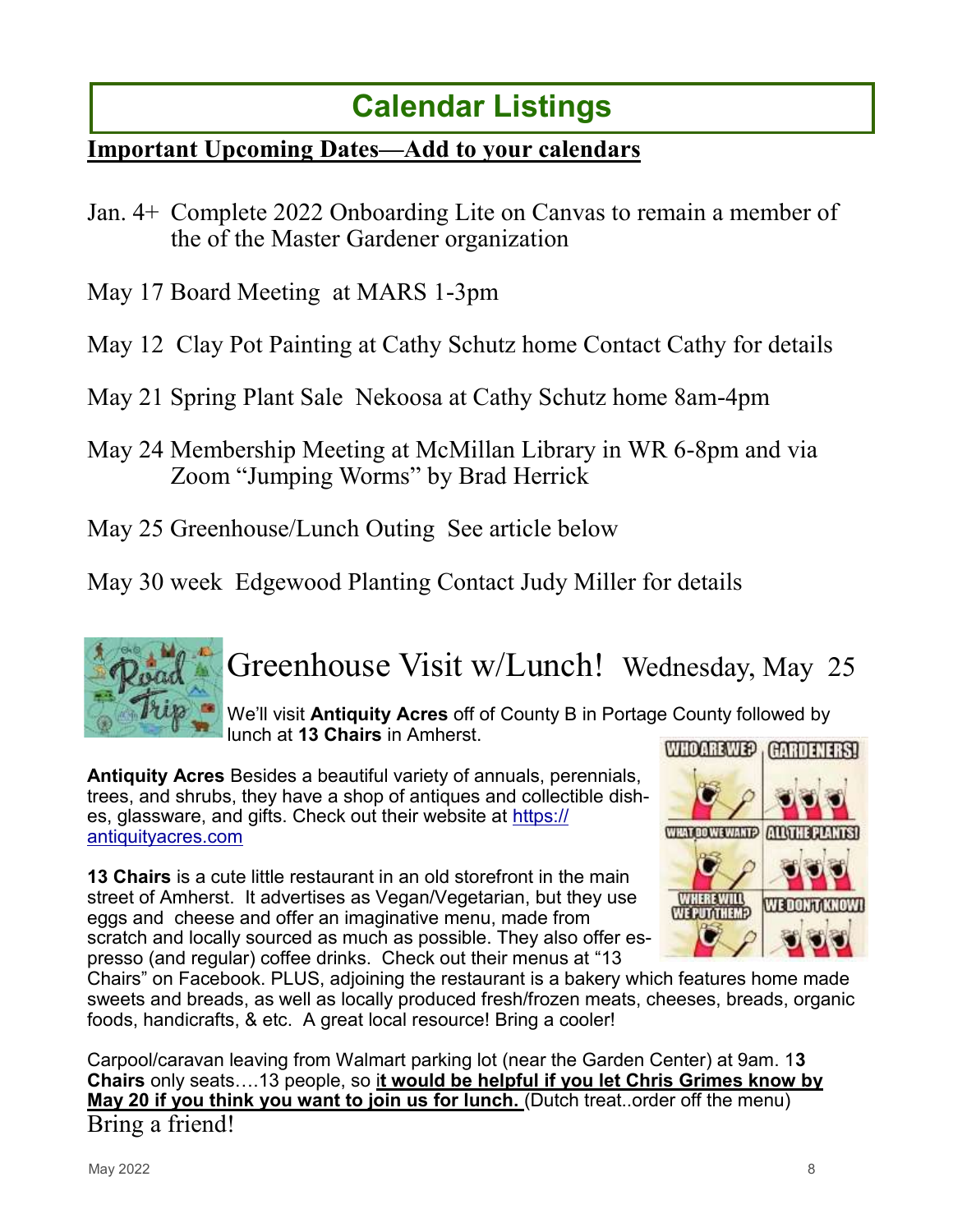# Calendar Listings

**Important Upcoming Dates—Add to your calendars**

Jan. 4+ Complete 2022 Onboarding Lite on Canvas to remain a member of the of the Master Gardener organization

May 17 Board Meeting at MARS 1-3pm

May 12 Clay Pot Painting at Cathy Schutz home Contact Cathy for details

May 21 Spring Plant Sale Nekoosa at Cathy Schutz home 8am-4pm

May 24 Membership Meeting at McMillan Library in WR 6-8pm and via Zoom "Jumping Worms" by Brad Herrick

May 25 Greenhouse/Lunch Outing See article below

May 30 week Edgewood Planting Contact Judy Miller for details

## Greenhouse Visit w/Lunch! Wednesday, May 25

We'll visit **Antiquity Acres** off of County B in Portage County followed by lunch at **13 Chairs** in Amherst.

**Antiquity Acres** Besides a beautiful variety of annuals, perennials, trees, and shrubs, they have a shop of antiques and collectible dishes, glassware, and gifts. Check out their website at https://antiquityacres.com

**13 Chairs** is a cute little restaurant in an old storefront in the main street of Amherst. It advertises as Vegan/Vegetarian, but they use eggs and cheese and offer an imaginative menu, made from scratch and locally sourced as much as possible. They also offer espresso (and regular) coffee drinks. Check out their menus at "13 Chairs" on Facebook. PLUS, adjoining the restaurant is a bakery which features home made sweets and breads, as well as locally produced fresh/frozen meats, cheeses, breads, organic foods, handicrafts, & etc. A great local resource! Bring a cooler!

Carpool/caravan leaving from Walmart parking lot (near the Garden Center) at 9am. **13 Chairs** only seats….13 people, so **it would be helpful if you let Chris Grimes know by May 20 if you think you want to join us for lunch.** (Dutch treat..order off the menu)

Bring a friend!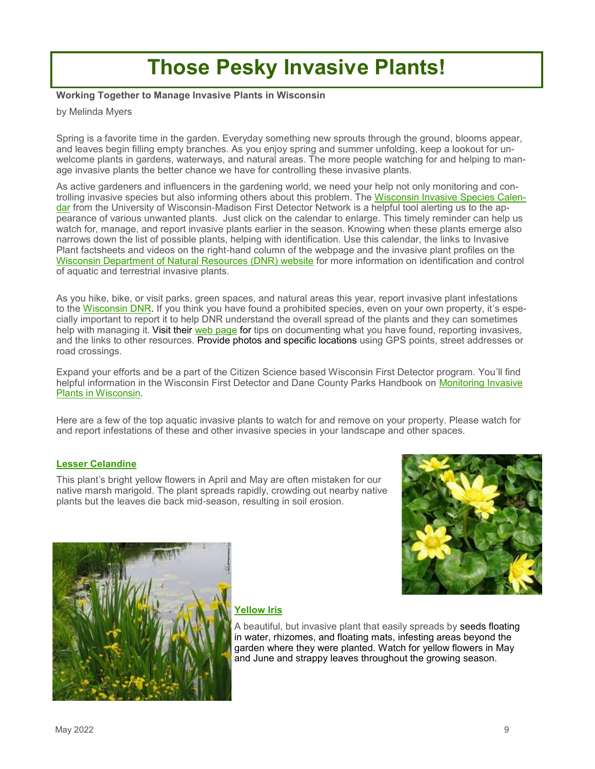# Those Pesky Invasive Plants!

**Working Together to Manage Invasive Plants in Wisconsin**

by Melinda Myers

Spring is a favorite time in the garden. Everyday something new sprouts through the ground, blooms appear, and leaves begin filling empty branches. As you enjoy spring and summer unfolding, keep a lookout for unwelcome plants in gardens, waterways, and natural areas. The more people watching for and helping to manage invasive plants the better chance we have for controlling these invasive plants.

As active gardeners and influencers in the gardening world, we need your help not only monitoring and controlling invasive species but also informing others about this problem. The Wisconsin Invasive Species Calendar from the University of Wisconsin-Madison First Detector Network is a helpful tool alerting us to the appearance of various unwanted plants. Just click on the calendar to enlarge. This timely reminder can help us watch for, manage, and report invasive plants earlier in the season. Knowing when these plants emerge also narrows down the list of possible plants, helping with identification. Use this calendar, the links to Invasive Plant factsheets and videos on the right-hand column of the webpage and the invasive plant profiles on the Wisconsin Department of Natural Resources (DNR) website for more information on identification and control of aquatic and terrestrial invasive plants.

As you hike, bike, or visit parks, green spaces, and natural areas this year, report invasive plant infestations to the Wisconsin DNR. If you think you have found a prohibited species, even on your own property, it's especially important to report it to help DNR understand the overall spread of the plants and they can sometimes help with managing it. Visit their web page for tips on documenting what you have found, reporting invasives, and the links to other resources. Provide photos and specific locations using GPS points, street addresses or road crossings.

Expand your efforts and be a part of the Citizen Science based Wisconsin First Detector program. You'll find helpful information in the Wisconsin First Detector and Dane County Parks Handbook on Monitoring Invasive Plants in Wisconsin.

Here are a few of the top aquatic invasive plants to watch for and remove on your property. Please watch for and report infestations of these and other invasive species in your landscape and other spaces.

**Lesser Celandine**

This plant's bright yellow flowers in April and May are often mistaken for our native marsh marigold. The plant spreads rapidly, crowding out nearby native plants but the leaves die back mid-season, resulting in soil erosion.

**Yellow Iris**

A beautiful, but invasive plant that easily spreads by seeds floating in water, rhizomes, and floating mats, infesting areas beyond the garden where they were planted. Watch for yellow flowers in May and June and strappy leaves throughout the growing season.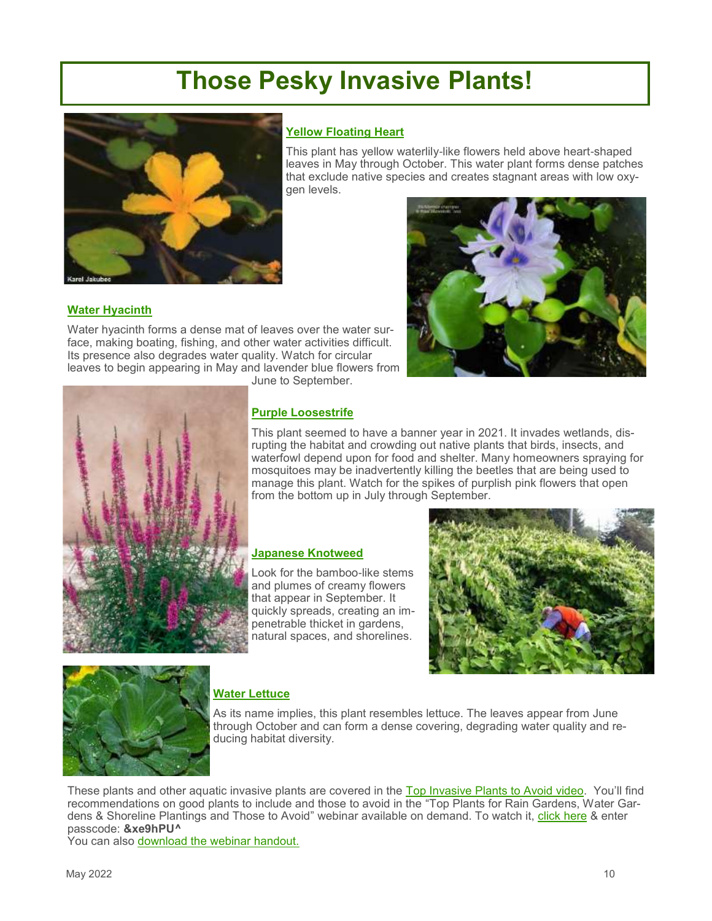# Those Pesky Invasive Plants!

### Yellow Floating Heart

This plant has yellow waterlily-like flowers held above heart-shaped leaves in May through October. This water plant forms dense patches that exclude native species and creates stagnant areas with low oxygen levels.

### Water Hyacinth

Water hyacinth forms a dense mat of leaves over the water surface, making boating, fishing, and other water activities difficult. Its presence also degrades water quality. Watch for circular leaves to begin appearing in May and lavender blue flowers from June to September.

### Purple Loosestrife

This plant seemed to have a banner year in 2021. It invades wetlands, disrupting the habitat and crowding out native plants that birds, insects, and waterfowl depend upon for food and shelter. Many homeowners spraying for mosquitoes may be inadvertently killing the beetles that are being used to manage this plant. Watch for the spikes of purplish pink flowers that open from the bottom up in July through September.

### Japanese Knotweed

Look for the bamboo-like stems and plumes of creamy flowers that appear in September. It quickly spreads, creating an impenetrable thicket in gardens, natural spaces, and shorelines.

### Water Lettuce

As its name implies, this plant resembles lettuce. The leaves appear from June through October and can form a dense covering, degrading water quality and reducing habitat diversity.

These plants and other aquatic invasive plants are covered in the Top Invasive Plants to Avoid video. You'll find recommendations on good plants to include and those to avoid in the "Top Plants for Rain Gardens, Water Gardens & Shoreline Plantings and Those to Avoid" webinar available on demand. To watch it, click here & enter passcode: **&xe9hPU^**

You can also download the webinar handout.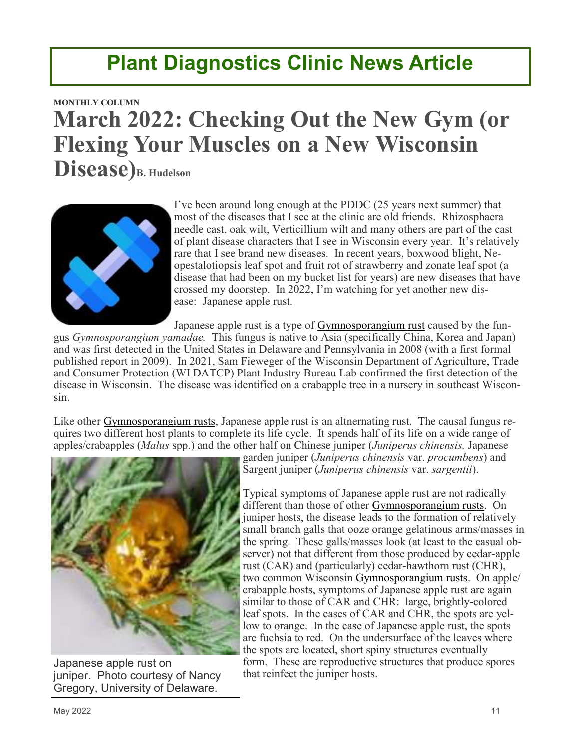# Plant Diagnostics Clinic News Article

**MONTHLY COLUMN**

## March 2022: Checking Out the New Gym (or Flexing Your Muscles on a New Wisconsin Disease)

**B. Hudelson**

I've been around long enough at the PDDC (25 years next summer) that most of the diseases that I see at the clinic are old friends. Rhizosphaera needle cast, oak wilt, Verticillium wilt and many others are part of the cast of plant disease characters that I see in Wisconsin every year. It's relatively rare that I see brand new diseases. In recent years, boxwood blight, Neopestalotiopsis leaf spot and fruit rot of strawberry and zonate leaf spot (a disease that had been on my bucket list for years) are new diseases that have crossed my doorstep. In 2022, I'm watching for yet another new disease: Japanese apple rust.

Japanese apple rust is a type of Gymnosporangium rust caused by the fungus *Gymnosporangium yamadae.* This fungus is native to Asia (specifically China, Korea and Japan) and was first detected in the United States in Delaware and Pennsylvania in 2008 (with a first formal published report in 2009). In 2021, Sam Fieweger of the Wisconsin Department of Agriculture, Trade and Consumer Protection (WI DATCP) Plant Industry Bureau Lab confirmed the first detection of the disease in Wisconsin. The disease was identified on a crabapple tree in a nursery in southeast Wisconsin.

Like other Gymnosporangium rusts, Japanese apple rust is an altnernating rust. The causal fungus requires two different host plants to complete its life cycle. It spends half of its life on a wide range of apples/crabapples (*Malus* spp.) and the other half on Chinese juniper (*Juniperus chinensis,* Japanese garden juniper (*Juniperus chinensis* var. *procumbens*) and Sargent juniper (*Juniperus chinensis* var. *sargentii*).

Japanese apple rust on juniper. Photo courtesy of Nancy Gregory, University of Delaware.

Typical symptoms of Japanese apple rust are not radically different than those of other Gymnosporangium rusts. On juniper hosts, the disease leads to the formation of relatively small branch galls that ooze orange gelatinous arms/masses in the spring. These galls/masses look (at least to the casual observer) not that different from those produced by cedar-apple rust (CAR) and (particularly) cedar-hawthorn rust (CHR), two common Wisconsin Gymnosporangium rusts. On apple/crabapple hosts, symptoms of Japanese apple rust are again similar to those of CAR and CHR: large, brightly-colored leaf spots. In the cases of CAR and CHR, the spots are yellow to orange. In the case of Japanese apple rust, the spots are fuchsia to red. On the undersurface of the leaves where the spots are located, short spiny structures eventually form. These are reproductive structures that produce spores that reinfect the juniper hosts.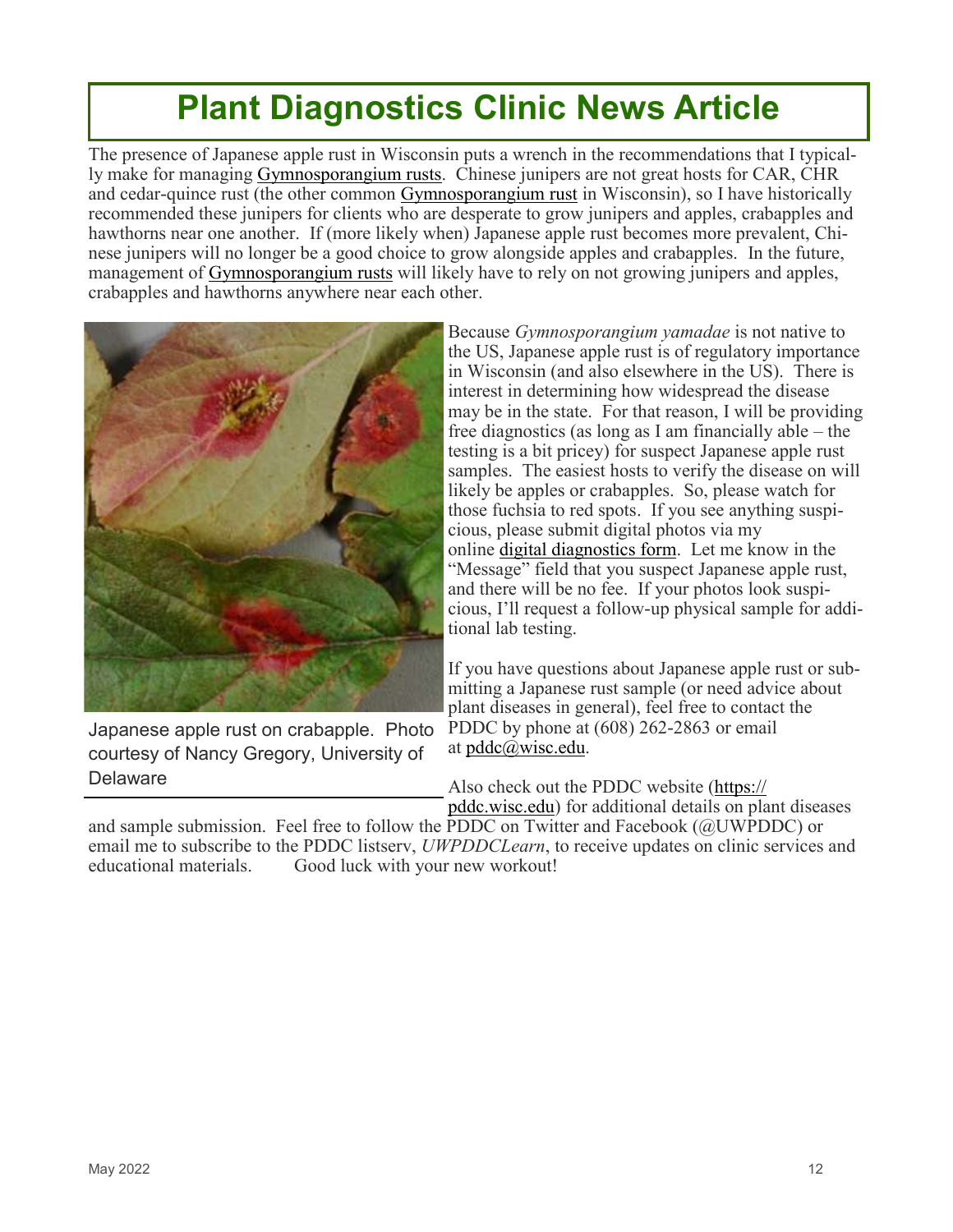# Plant Diagnostics Clinic News Article

The presence of Japanese apple rust in Wisconsin puts a wrench in the recommendations that I typically make for managing Gymnosporangium rusts. Chinese junipers are not great hosts for CAR, CHR and cedar-quince rust (the other common Gymnosporangium rust in Wisconsin), so I have historically recommended these junipers for clients who are desperate to grow junipers and apples, crabapples and hawthorns near one another. If (more likely when) Japanese apple rust becomes more prevalent, Chinese junipers will no longer be a good choice to grow alongside apples and crabapples. In the future, management of Gymnosporangium rusts will likely have to rely on not growing junipers and apples, crabapples and hawthorns anywhere near each other.

Japanese apple rust on crabapple. Photo courtesy of Nancy Gregory, University of Delaware

Because *Gymnosporangium yamadae* is not native to the US, Japanese apple rust is of regulatory importance in Wisconsin (and also elsewhere in the US). There is interest in determining how widespread the disease may be in the state. For that reason, I will be providing free diagnostics (as long as I am financially able – the testing is a bit pricey) for suspect Japanese apple rust samples. The easiest hosts to verify the disease on will likely be apples or crabapples. So, please watch for those fuchsia to red spots. If you see anything suspicious, please submit digital photos via my online digital diagnostics form. Let me know in the "Message" field that you suspect Japanese apple rust, and there will be no fee. If your photos look suspicious, I'll request a follow-up physical sample for additional lab testing.

If you have questions about Japanese apple rust or submitting a Japanese rust sample (or need advice about plant diseases in general), feel free to contact the PDDC by phone at (608) 262-2863 or email at pddc@wisc.edu.

Also check out the PDDC website (https://pddc.wisc.edu) for additional details on plant diseases and sample submission. Feel free to follow the PDDC on Twitter and Facebook (@UWPDDC) or email me to subscribe to the PDDC listserv, *UWPDDCLearn*, to receive updates on clinic services and educational materials. Good luck with your new workout!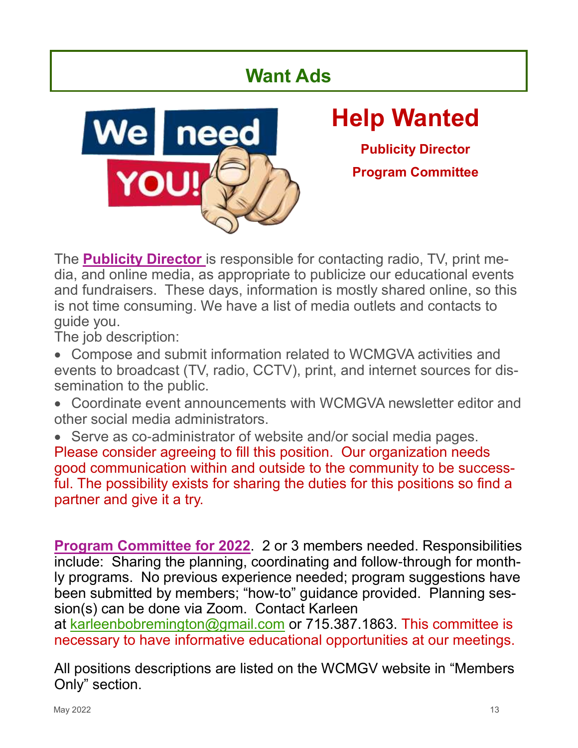## Want Ads

# Help Wanted

**Publicity Director**

**Program Committee**

The **Publicity Director** is responsible for contacting radio, TV, print media, and online media, as appropriate to publicize our educational events and fundraisers. These days, information is mostly shared online, so this is not time consuming. We have a list of media outlets and contacts to guide you.

The job description:

- Compose and submit information related to WCMGVA activities and events to broadcast (TV, radio, CCTV), print, and internet sources for dissemination to the public.
- Coordinate event announcements with WCMGVA newsletter editor and other social media administrators.
- Serve as co-administrator of website and/or social media pages.

Please consider agreeing to fill this position. Our organization needs good communication within and outside to the community to be successful. The possibility exists for sharing the duties for this positions so find a partner and give it a try.

**Program Committee for 2022**. 2 or 3 members needed. Responsibilities include: Sharing the planning, coordinating and follow-through for monthly programs. No previous experience needed; program suggestions have been submitted by members; "how-to" guidance provided. Planning session(s) can be done via Zoom. Contact Karleen at karleenbobremington@gmail.com or 715.387.1863. This committee is necessary to have informative educational opportunities at our meetings.

All positions descriptions are listed on the WCMGV website in "Members Only" section.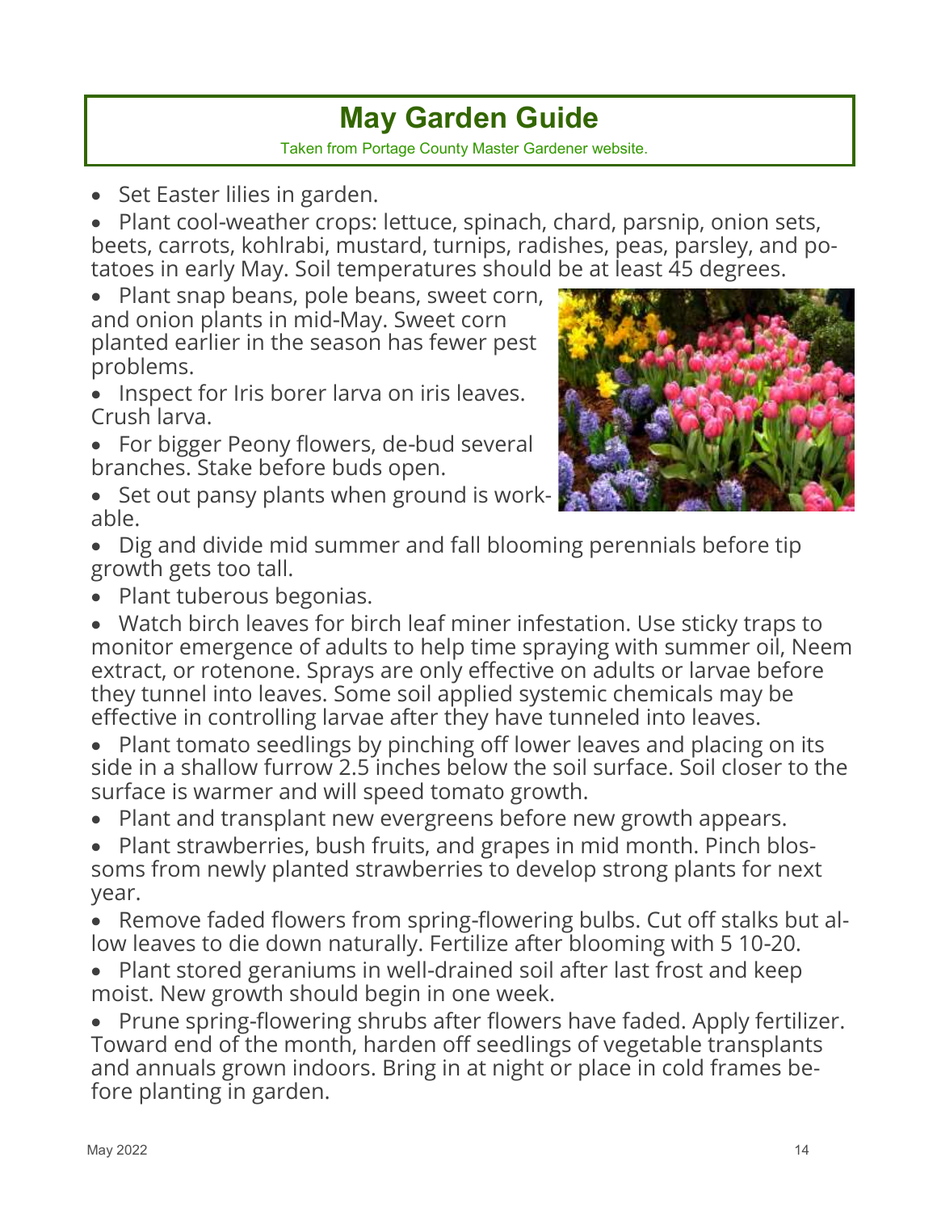# May Garden Guide

Taken from Portage County Master Gardener website.

- Set Easter lilies in garden.
- Plant cool-weather crops: lettuce, spinach, chard, parsnip, onion sets, beets, carrots, kohlrabi, mustard, turnips, radishes, peas, parsley, and potatoes in early May. Soil temperatures should be at least 45 degrees.
- Plant snap beans, pole beans, sweet corn, and onion plants in mid-May. Sweet corn planted earlier in the season has fewer pest problems.
- Inspect for Iris borer larva on iris leaves. Crush larva.
- For bigger Peony flowers, de-bud several branches. Stake before buds open.
- Set out pansy plants when ground is workable.
- Dig and divide mid summer and fall blooming perennials before tip growth gets too tall.
- Plant tuberous begonias.
- Watch birch leaves for birch leaf miner infestation. Use sticky traps to monitor emergence of adults to help time spraying with summer oil, Neem extract, or rotenone. Sprays are only effective on adults or larvae before they tunnel into leaves. Some soil applied systemic chemicals may be effective in controlling larvae after they have tunneled into leaves.
- Plant tomato seedlings by pinching off lower leaves and placing on its side in a shallow furrow 2.5 inches below the soil surface. Soil closer to the surface is warmer and will speed tomato growth.
- Plant and transplant new evergreens before new growth appears.
- Plant strawberries, bush fruits, and grapes in mid month. Pinch blossoms from newly planted strawberries to develop strong plants for next year.
- Remove faded flowers from spring-flowering bulbs. Cut off stalks but allow leaves to die down naturally. Fertilize after blooming with 5 10-20.
- Plant stored geraniums in well-drained soil after last frost and keep moist. New growth should begin in one week.
- Prune spring-flowering shrubs after flowers have faded. Apply fertilizer. Toward end of the month, harden off seedlings of vegetable transplants and annuals grown indoors. Bring in at night or place in cold frames before planting in garden.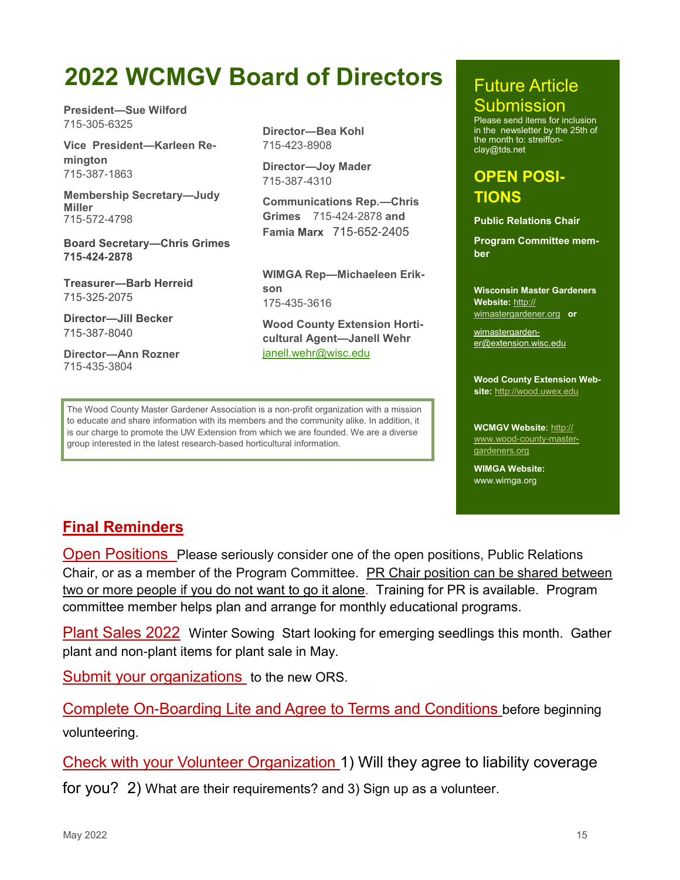# 2022 WCMGV Board of Directors

**President—Sue Wilford**
715-305-6325

**Vice President—Karleen Remington**
715-387-1863

**Membership Secretary—Judy Miller**
715-572-4798

**Board Secretary—Chris Grimes**
**715-424-2878**

**Treasurer—Barb Herreid**
715-325-2075

**Director—Jill Becker**
715-387-8040

**Director—Ann Rozner**
715-435-3804

**Director—Bea Kohl**
715-423-8908

**Director—Joy Mader**
715-387-4310

**Communications Rep.—Chris Grimes** 715-424-2878 **and Famia Marx** 715-652-2405

**WIMGA Rep—Michaeleen Erikson**
175-435-3616

**Wood County Extension Horticultural Agent—Janell Wehr**
janell.wehr@wisc.edu

The Wood County Master Gardener Association is a non-profit organization with a mission to educate and share information with its members and the community alike. In addition, it is our charge to promote the UW Extension from which we are founded. We are a diverse group interested in the latest research-based horticultural information.

## Future Article Submission

Please send items for inclusion in the newsletter by the 25th of the month to: streiffon-clay@tds.net

## OPEN POSITIONS

**Public Relations Chair**

**Program Committee member**

**Wisconsin Master Gardeners Website:** http://wimastergardener.org **or**

wimastergardener@extension.wisc.edu

**Wood County Extension Website:** http://wood.uwex.edu

**WCMGV Website**: http://www.wood-county-master-gardeners.org

**WIMGA Website:**
www.wimga.org

## Final Reminders

Open Positions Please seriously consider one of the open positions, Public Relations Chair, or as a member of the Program Committee. PR Chair position can be shared between two or more people if you do not want to go it alone. Training for PR is available. Program committee member helps plan and arrange for monthly educational programs.

Plant Sales 2022 Winter Sowing Start looking for emerging seedlings this month. Gather plant and non-plant items for plant sale in May.

Submit your organizations to the new ORS.

Complete On-Boarding Lite and Agree to Terms and Conditions before beginning volunteering.

Check with your Volunteer Organization 1) Will they agree to liability coverage for you? 2) What are their requirements? and 3) Sign up as a volunteer.